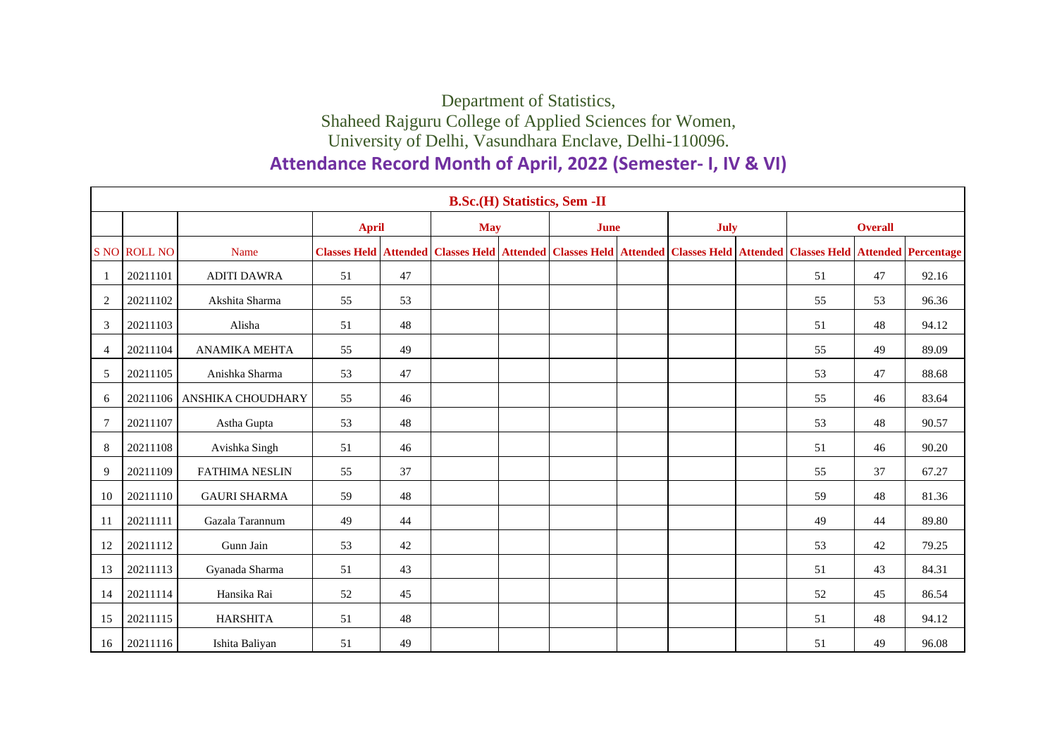Department of Statistics,
Shaheed Rajguru College of Applied Sciences for Women,
University of Delhi, Vasundhara Enclave, Delhi-110096.

## Attendance Record Month of April, 2022 (Semester- I, IV & VI)

| B.Sc.(H) Statistics, Sem -II | | | | | | | | | | | | | | |
|---|---|---|---|---|---|---|---|---|---|---|---|---|---|---|
| | | | April | | May | | June | | July | | Overall | | | |
| S NO | ROLL NO | Name | Classes Held | Attended | Classes Held | Attended | Classes Held | Attended | Classes Held | Attended | Classes Held | Attended | Percentage |
| 1 | 20211101 | ADITI DAWRA | 51 | 47 | | | | | | | 51 | 47 | 92.16 |
| 2 | 20211102 | Akshita Sharma | 55 | 53 | | | | | | | 55 | 53 | 96.36 |
| 3 | 20211103 | Alisha | 51 | 48 | | | | | | | 51 | 48 | 94.12 |
| 4 | 20211104 | ANAMIKA MEHTA | 55 | 49 | | | | | | | 55 | 49 | 89.09 |
| 5 | 20211105 | Anishka Sharma | 53 | 47 | | | | | | | 53 | 47 | 88.68 |
| 6 | 20211106 | ANSHIKA CHOUDHARY | 55 | 46 | | | | | | | 55 | 46 | 83.64 |
| 7 | 20211107 | Astha Gupta | 53 | 48 | | | | | | | 53 | 48 | 90.57 |
| 8 | 20211108 | Avishka Singh | 51 | 46 | | | | | | | 51 | 46 | 90.20 |
| 9 | 20211109 | FATHIMA NESLIN | 55 | 37 | | | | | | | 55 | 37 | 67.27 |
| 10 | 20211110 | GAURI SHARMA | 59 | 48 | | | | | | | 59 | 48 | 81.36 |
| 11 | 20211111 | Gazala Tarannum | 49 | 44 | | | | | | | 49 | 44 | 89.80 |
| 12 | 20211112 | Gunn Jain | 53 | 42 | | | | | | | 53 | 42 | 79.25 |
| 13 | 20211113 | Gyanada Sharma | 51 | 43 | | | | | | | 51 | 43 | 84.31 |
| 14 | 20211114 | Hansika Rai | 52 | 45 | | | | | | | 52 | 45 | 86.54 |
| 15 | 20211115 | HARSHITA | 51 | 48 | | | | | | | 51 | 48 | 94.12 |
| 16 | 20211116 | Ishita Baliyan | 51 | 49 | | | | | | | 51 | 49 | 96.08 |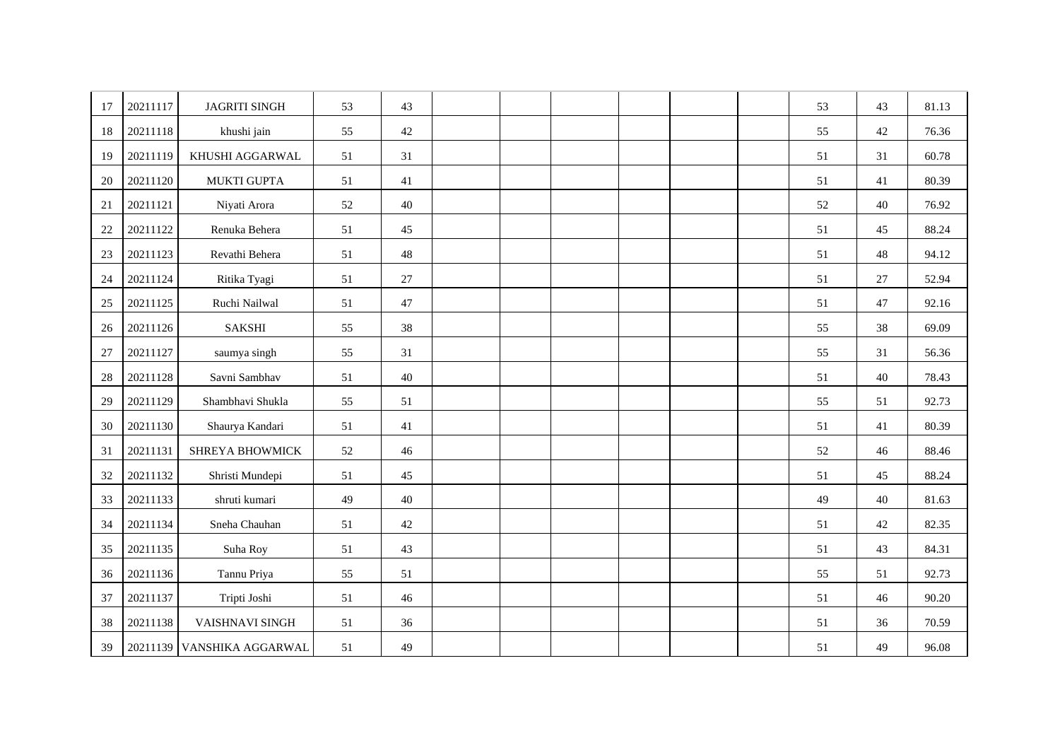| | | | | | | | | | | | | | |
|---|---|---|---|---|---|---|---|---|---|---|---|---|---|
| 17 | 20211117 | JAGRITI SINGH | 53 | 43 | | | | | | | 53 | 43 | 81.13 |
| 18 | 20211118 | khushi jain | 55 | 42 | | | | | | | 55 | 42 | 76.36 |
| 19 | 20211119 | KHUSHI AGGARWAL | 51 | 31 | | | | | | | 51 | 31 | 60.78 |
| 20 | 20211120 | MUKTI GUPTA | 51 | 41 | | | | | | | 51 | 41 | 80.39 |
| 21 | 20211121 | Niyati Arora | 52 | 40 | | | | | | | 52 | 40 | 76.92 |
| 22 | 20211122 | Renuka Behera | 51 | 45 | | | | | | | 51 | 45 | 88.24 |
| 23 | 20211123 | Revathi Behera | 51 | 48 | | | | | | | 51 | 48 | 94.12 |
| 24 | 20211124 | Ritika Tyagi | 51 | 27 | | | | | | | 51 | 27 | 52.94 |
| 25 | 20211125 | Ruchi Nailwal | 51 | 47 | | | | | | | 51 | 47 | 92.16 |
| 26 | 20211126 | SAKSHI | 55 | 38 | | | | | | | 55 | 38 | 69.09 |
| 27 | 20211127 | saumya singh | 55 | 31 | | | | | | | 55 | 31 | 56.36 |
| 28 | 20211128 | Savni Sambhav | 51 | 40 | | | | | | | 51 | 40 | 78.43 |
| 29 | 20211129 | Shambhavi Shukla | 55 | 51 | | | | | | | 55 | 51 | 92.73 |
| 30 | 20211130 | Shaurya Kandari | 51 | 41 | | | | | | | 51 | 41 | 80.39 |
| 31 | 20211131 | SHREYA BHOWMICK | 52 | 46 | | | | | | | 52 | 46 | 88.46 |
| 32 | 20211132 | Shristi Mundepi | 51 | 45 | | | | | | | 51 | 45 | 88.24 |
| 33 | 20211133 | shruti kumari | 49 | 40 | | | | | | | 49 | 40 | 81.63 |
| 34 | 20211134 | Sneha Chauhan | 51 | 42 | | | | | | | 51 | 42 | 82.35 |
| 35 | 20211135 | Suha Roy | 51 | 43 | | | | | | | 51 | 43 | 84.31 |
| 36 | 20211136 | Tannu Priya | 55 | 51 | | | | | | | 55 | 51 | 92.73 |
| 37 | 20211137 | Tripti Joshi | 51 | 46 | | | | | | | 51 | 46 | 90.20 |
| 38 | 20211138 | VAISHNAVI SINGH | 51 | 36 | | | | | | | 51 | 36 | 70.59 |
| 39 | 20211139 | VANSHIKA AGGARWAL | 51 | 49 | | | | | | | 51 | 49 | 96.08 |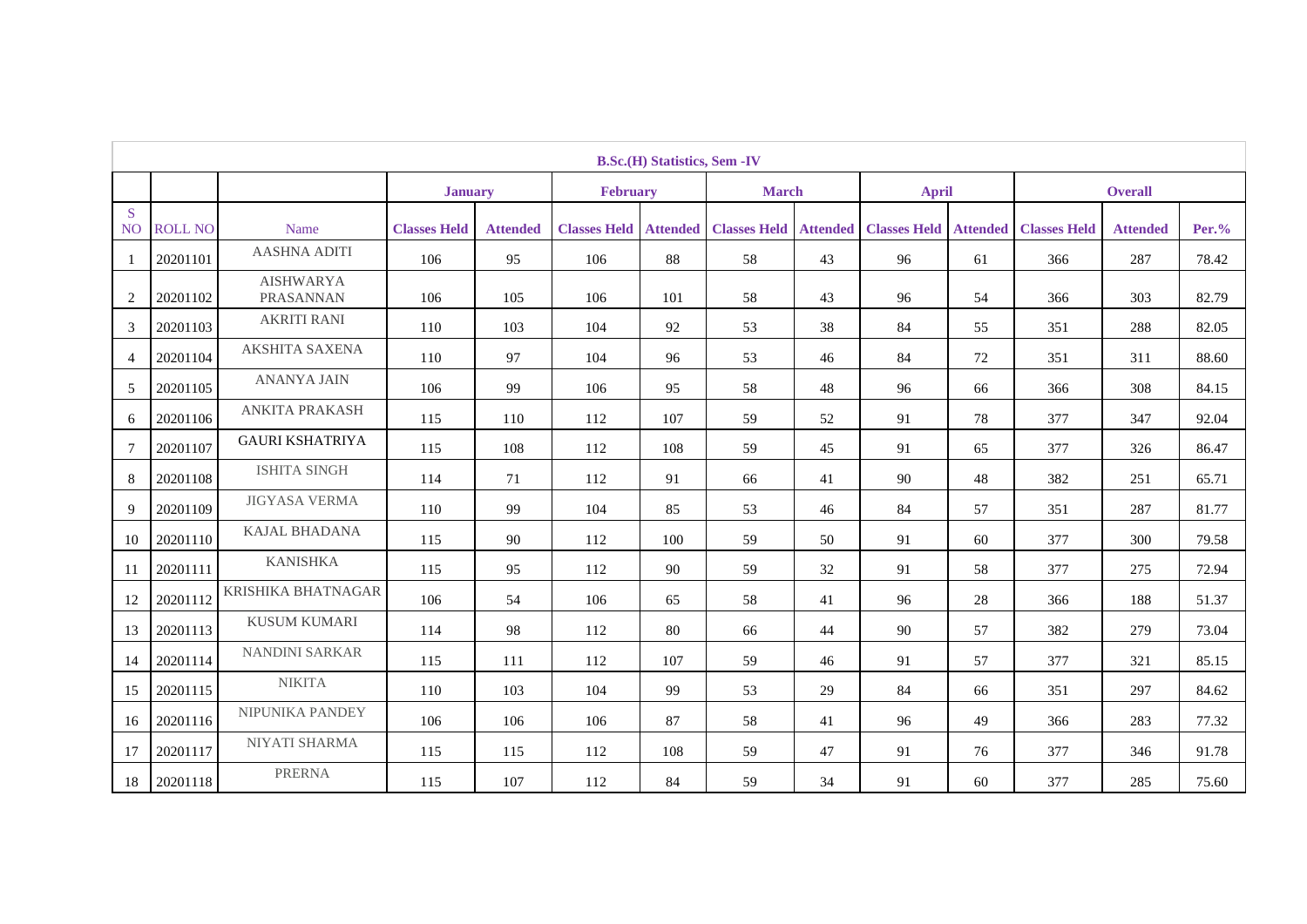| B.Sc.(H) Statistics, Sem -IV | | | | | | | | | | | | | | |
|---|---|---|---|---|---|---|---|---|---|---|---|---|---|---|
| | | | **January** | | **February** | | **March** | | **April** | | **Overall** | | |
| S NO | ROLL NO | Name | **Classes Held** | **Attended** | **Classes Held** | **Attended** | **Classes Held** | **Attended** | **Classes Held** | **Attended** | **Classes Held** | **Attended** | **Per.%** |
| 1 | 20201101 | AASHNA ADITI | 106 | 95 | 106 | 88 | 58 | 43 | 96 | 61 | 366 | 287 | 78.42 |
| 2 | 20201102 | AISHWARYA PRASANNAN | 106 | 105 | 106 | 101 | 58 | 43 | 96 | 54 | 366 | 303 | 82.79 |
| 3 | 20201103 | AKRITI RANI | 110 | 103 | 104 | 92 | 53 | 38 | 84 | 55 | 351 | 288 | 82.05 |
| 4 | 20201104 | AKSHITA SAXENA | 110 | 97 | 104 | 96 | 53 | 46 | 84 | 72 | 351 | 311 | 88.60 |
| 5 | 20201105 | ANANYA JAIN | 106 | 99 | 106 | 95 | 58 | 48 | 96 | 66 | 366 | 308 | 84.15 |
| 6 | 20201106 | ANKITA PRAKASH | 115 | 110 | 112 | 107 | 59 | 52 | 91 | 78 | 377 | 347 | 92.04 |
| 7 | 20201107 | GAURI KSHATRIYA | 115 | 108 | 112 | 108 | 59 | 45 | 91 | 65 | 377 | 326 | 86.47 |
| 8 | 20201108 | ISHITA SINGH | 114 | 71 | 112 | 91 | 66 | 41 | 90 | 48 | 382 | 251 | 65.71 |
| 9 | 20201109 | JIGYASA VERMA | 110 | 99 | 104 | 85 | 53 | 46 | 84 | 57 | 351 | 287 | 81.77 |
| 10 | 20201110 | KAJAL BHADANA | 115 | 90 | 112 | 100 | 59 | 50 | 91 | 60 | 377 | 300 | 79.58 |
| 11 | 20201111 | KANISHKA | 115 | 95 | 112 | 90 | 59 | 32 | 91 | 58 | 377 | 275 | 72.94 |
| 12 | 20201112 | KRISHIKA BHATNAGAR | 106 | 54 | 106 | 65 | 58 | 41 | 96 | 28 | 366 | 188 | 51.37 |
| 13 | 20201113 | KUSUM KUMARI | 114 | 98 | 112 | 80 | 66 | 44 | 90 | 57 | 382 | 279 | 73.04 |
| 14 | 20201114 | NANDINI SARKAR | 115 | 111 | 112 | 107 | 59 | 46 | 91 | 57 | 377 | 321 | 85.15 |
| 15 | 20201115 | NIKITA | 110 | 103 | 104 | 99 | 53 | 29 | 84 | 66 | 351 | 297 | 84.62 |
| 16 | 20201116 | NIPUNIKA PANDEY | 106 | 106 | 106 | 87 | 58 | 41 | 96 | 49 | 366 | 283 | 77.32 |
| 17 | 20201117 | NIYATI SHARMA | 115 | 115 | 112 | 108 | 59 | 47 | 91 | 76 | 377 | 346 | 91.78 |
| 18 | 20201118 | PRERNA | 115 | 107 | 112 | 84 | 59 | 34 | 91 | 60 | 377 | 285 | 75.60 |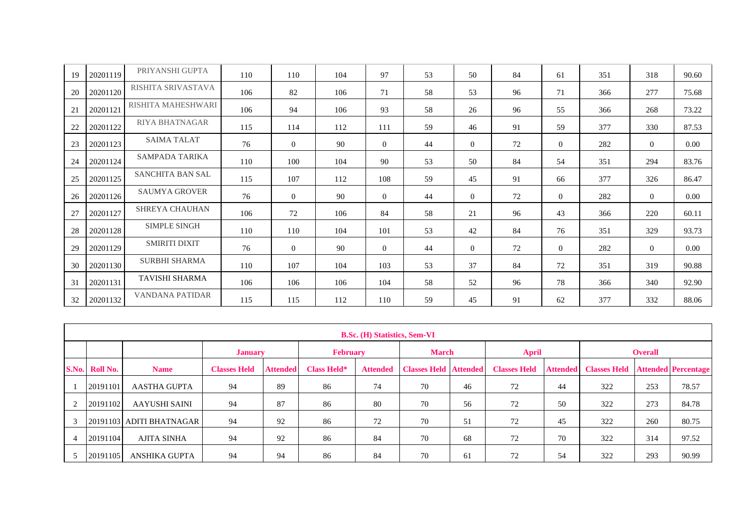| 19 | 20201119 | PRIYANSHI GUPTA | 110 | 110 | 104 | 97 | 53 | 50 | 84 | 61 | 351 | 318 | 90.60 |
|---|---|---|---|---|---|---|---|---|---|---|---|---|---|
| 20 | 20201120 | RISHITA SRIVASTAVA | 106 | 82 | 106 | 71 | 58 | 53 | 96 | 71 | 366 | 277 | 75.68 |
| 21 | 20201121 | RISHITA MAHESHWARI | 106 | 94 | 106 | 93 | 58 | 26 | 96 | 55 | 366 | 268 | 73.22 |
| 22 | 20201122 | RIYA BHATNAGAR | 115 | 114 | 112 | 111 | 59 | 46 | 91 | 59 | 377 | 330 | 87.53 |
| 23 | 20201123 | SAIMA TALAT | 76 | 0 | 90 | 0 | 44 | 0 | 72 | 0 | 282 | 0 | 0.00 |
| 24 | 20201124 | SAMPADA TARIKA | 110 | 100 | 104 | 90 | 53 | 50 | 84 | 54 | 351 | 294 | 83.76 |
| 25 | 20201125 | SANCHITA BAN SAL | 115 | 107 | 112 | 108 | 59 | 45 | 91 | 66 | 377 | 326 | 86.47 |
| 26 | 20201126 | SAUMYA GROVER | 76 | 0 | 90 | 0 | 44 | 0 | 72 | 0 | 282 | 0 | 0.00 |
| 27 | 20201127 | SHREYA CHAUHAN | 106 | 72 | 106 | 84 | 58 | 21 | 96 | 43 | 366 | 220 | 60.11 |
| 28 | 20201128 | SIMPLE SINGH | 110 | 110 | 104 | 101 | 53 | 42 | 84 | 76 | 351 | 329 | 93.73 |
| 29 | 20201129 | SMIRITI DIXIT | 76 | 0 | 90 | 0 | 44 | 0 | 72 | 0 | 282 | 0 | 0.00 |
| 30 | 20201130 | SURBHI SHARMA | 110 | 107 | 104 | 103 | 53 | 37 | 84 | 72 | 351 | 319 | 90.88 |
| 31 | 20201131 | TAVISHI SHARMA | 106 | 106 | 106 | 104 | 58 | 52 | 96 | 78 | 366 | 340 | 92.90 |
| 32 | 20201132 | VANDANA PATIDAR | 115 | 115 | 112 | 110 | 59 | 45 | 91 | 62 | 377 | 332 | 88.06 |

**B.Sc. (H) Statistics, Sem-VI**

| | | | January | | February | | March | | April | | Overall | | |
|---|---|---|---|---|---|---|---|---|---|---|---|---|---|
| **S.No.** | **Roll No.** | **Name** | **Classes Held** | **Attended** | **Class Held*** | **Attended** | **Classes Held** | **Attended** | **Classes Held** | **Attended** | **Classes Held** | **Attended** | **Percentage** |
| 1 | 20191101 | AASTHA GUPTA | 94 | 89 | 86 | 74 | 70 | 46 | 72 | 44 | 322 | 253 | 78.57 |
| 2 | 20191102 | AAYUSHI SAINI | 94 | 87 | 86 | 80 | 70 | 56 | 72 | 50 | 322 | 273 | 84.78 |
| 3 | 20191103 | ADITI BHATNAGAR | 94 | 92 | 86 | 72 | 70 | 51 | 72 | 45 | 322 | 260 | 80.75 |
| 4 | 20191104 | AJITA SINHA | 94 | 92 | 86 | 84 | 70 | 68 | 72 | 70 | 322 | 314 | 97.52 |
| 5 | 20191105 | ANSHIKA GUPTA | 94 | 94 | 86 | 84 | 70 | 61 | 72 | 54 | 322 | 293 | 90.99 |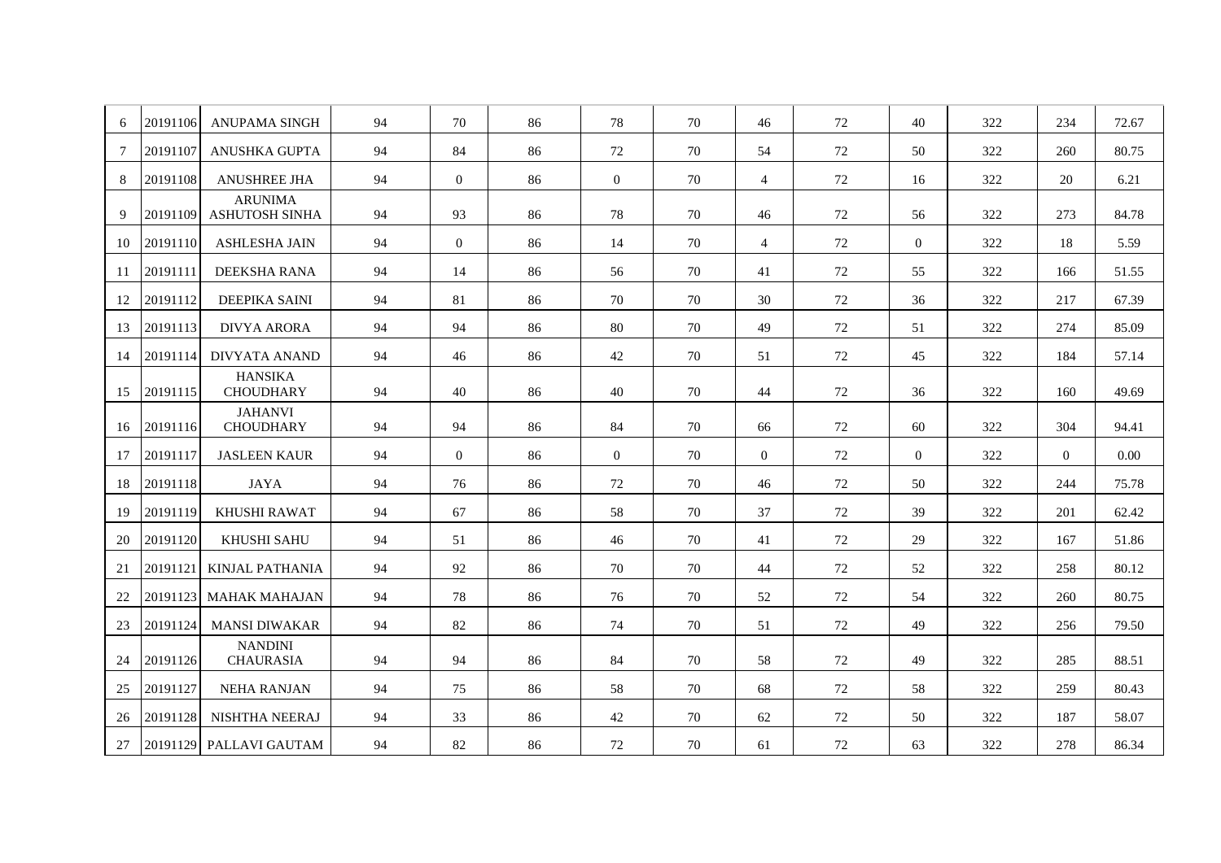| | | | | | | | | | | | | | |
|---|---|---|---|---|---|---|---|---|---|---|---|---|---|
| 6 | 20191106 | ANUPAMA SINGH | 94 | 70 | 86 | 78 | 70 | 46 | 72 | 40 | 322 | 234 | 72.67 |
| 7 | 20191107 | ANUSHKA GUPTA | 94 | 84 | 86 | 72 | 70 | 54 | 72 | 50 | 322 | 260 | 80.75 |
| 8 | 20191108 | ANUSHREE JHA | 94 | 0 | 86 | 0 | 70 | 4 | 72 | 16 | 322 | 20 | 6.21 |
| 9 | 20191109 | ARUNIMA ASHUTOSH SINHA | 94 | 93 | 86 | 78 | 70 | 46 | 72 | 56 | 322 | 273 | 84.78 |
| 10 | 20191110 | ASHLESHA JAIN | 94 | 0 | 86 | 14 | 70 | 4 | 72 | 0 | 322 | 18 | 5.59 |
| 11 | 20191111 | DEEKSHA RANA | 94 | 14 | 86 | 56 | 70 | 41 | 72 | 55 | 322 | 166 | 51.55 |
| 12 | 20191112 | DEEPIKA SAINI | 94 | 81 | 86 | 70 | 70 | 30 | 72 | 36 | 322 | 217 | 67.39 |
| 13 | 20191113 | DIVYA ARORA | 94 | 94 | 86 | 80 | 70 | 49 | 72 | 51 | 322 | 274 | 85.09 |
| 14 | 20191114 | DIVYATA ANAND | 94 | 46 | 86 | 42 | 70 | 51 | 72 | 45 | 322 | 184 | 57.14 |
| 15 | 20191115 | HANSIKA CHOUDHARY | 94 | 40 | 86 | 40 | 70 | 44 | 72 | 36 | 322 | 160 | 49.69 |
| 16 | 20191116 | JAHANVI CHOUDHARY | 94 | 94 | 86 | 84 | 70 | 66 | 72 | 60 | 322 | 304 | 94.41 |
| 17 | 20191117 | JASLEEN KAUR | 94 | 0 | 86 | 0 | 70 | 0 | 72 | 0 | 322 | 0 | 0.00 |
| 18 | 20191118 | JAYA | 94 | 76 | 86 | 72 | 70 | 46 | 72 | 50 | 322 | 244 | 75.78 |
| 19 | 20191119 | KHUSHI RAWAT | 94 | 67 | 86 | 58 | 70 | 37 | 72 | 39 | 322 | 201 | 62.42 |
| 20 | 20191120 | KHUSHI SAHU | 94 | 51 | 86 | 46 | 70 | 41 | 72 | 29 | 322 | 167 | 51.86 |
| 21 | 20191121 | KINJAL PATHANIA | 94 | 92 | 86 | 70 | 70 | 44 | 72 | 52 | 322 | 258 | 80.12 |
| 22 | 20191123 | MAHAK MAHAJAN | 94 | 78 | 86 | 76 | 70 | 52 | 72 | 54 | 322 | 260 | 80.75 |
| 23 | 20191124 | MANSI DIWAKAR | 94 | 82 | 86 | 74 | 70 | 51 | 72 | 49 | 322 | 256 | 79.50 |
| 24 | 20191126 | NANDINI CHAURASIA | 94 | 94 | 86 | 84 | 70 | 58 | 72 | 49 | 322 | 285 | 88.51 |
| 25 | 20191127 | NEHA RANJAN | 94 | 75 | 86 | 58 | 70 | 68 | 72 | 58 | 322 | 259 | 80.43 |
| 26 | 20191128 | NISHTHA NEERAJ | 94 | 33 | 86 | 42 | 70 | 62 | 72 | 50 | 322 | 187 | 58.07 |
| 27 | 20191129 | PALLAVI GAUTAM | 94 | 82 | 86 | 72 | 70 | 61 | 72 | 63 | 322 | 278 | 86.34 |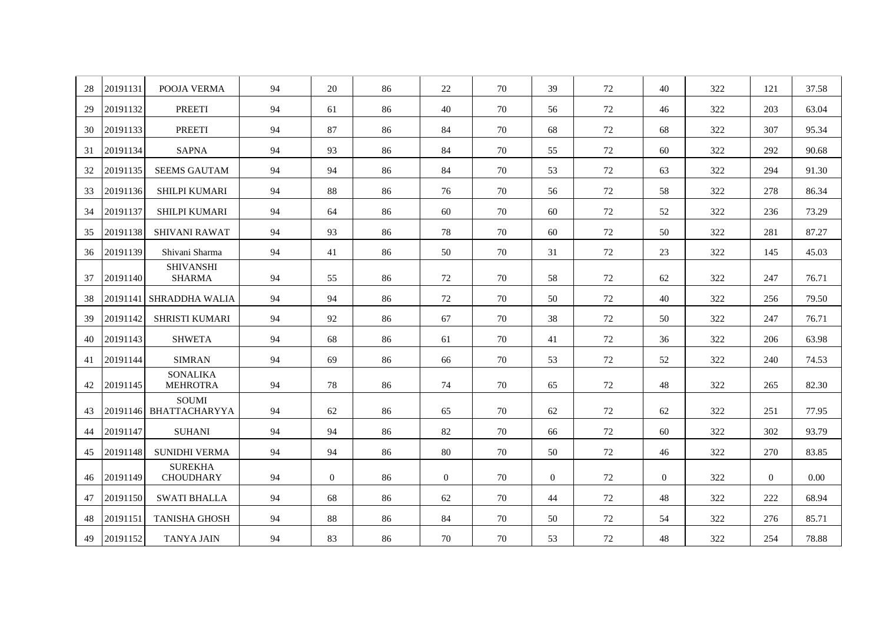| | | | | | | | | | | | | | |
|---|---|---|---|---|---|---|---|---|---|---|---|---|---|
| 28 | 20191131 | POOJA VERMA | 94 | 20 | 86 | 22 | 70 | 39 | 72 | 40 | 322 | 121 | 37.58 |
| 29 | 20191132 | PREETI | 94 | 61 | 86 | 40 | 70 | 56 | 72 | 46 | 322 | 203 | 63.04 |
| 30 | 20191133 | PREETI | 94 | 87 | 86 | 84 | 70 | 68 | 72 | 68 | 322 | 307 | 95.34 |
| 31 | 20191134 | SAPNA | 94 | 93 | 86 | 84 | 70 | 55 | 72 | 60 | 322 | 292 | 90.68 |
| 32 | 20191135 | SEEMS GAUTAM | 94 | 94 | 86 | 84 | 70 | 53 | 72 | 63 | 322 | 294 | 91.30 |
| 33 | 20191136 | SHILPI KUMARI | 94 | 88 | 86 | 76 | 70 | 56 | 72 | 58 | 322 | 278 | 86.34 |
| 34 | 20191137 | SHILPI KUMARI | 94 | 64 | 86 | 60 | 70 | 60 | 72 | 52 | 322 | 236 | 73.29 |
| 35 | 20191138 | SHIVANI RAWAT | 94 | 93 | 86 | 78 | 70 | 60 | 72 | 50 | 322 | 281 | 87.27 |
| 36 | 20191139 | Shivani Sharma | 94 | 41 | 86 | 50 | 70 | 31 | 72 | 23 | 322 | 145 | 45.03 |
| 37 | 20191140 | SHIVANSHI SHARMA | 94 | 55 | 86 | 72 | 70 | 58 | 72 | 62 | 322 | 247 | 76.71 |
| 38 | 20191141 | SHRADDHA WALIA | 94 | 94 | 86 | 72 | 70 | 50 | 72 | 40 | 322 | 256 | 79.50 |
| 39 | 20191142 | SHRISTI KUMARI | 94 | 92 | 86 | 67 | 70 | 38 | 72 | 50 | 322 | 247 | 76.71 |
| 40 | 20191143 | SHWETA | 94 | 68 | 86 | 61 | 70 | 41 | 72 | 36 | 322 | 206 | 63.98 |
| 41 | 20191144 | SIMRAN | 94 | 69 | 86 | 66 | 70 | 53 | 72 | 52 | 322 | 240 | 74.53 |
| 42 | 20191145 | SONALIKA MEHROTRA | 94 | 78 | 86 | 74 | 70 | 65 | 72 | 48 | 322 | 265 | 82.30 |
| 43 | 20191146 | SOUMI BHATTACHARYYA | 94 | 62 | 86 | 65 | 70 | 62 | 72 | 62 | 322 | 251 | 77.95 |
| 44 | 20191147 | SUHANI | 94 | 94 | 86 | 82 | 70 | 66 | 72 | 60 | 322 | 302 | 93.79 |
| 45 | 20191148 | SUNIDHI VERMA | 94 | 94 | 86 | 80 | 70 | 50 | 72 | 46 | 322 | 270 | 83.85 |
| 46 | 20191149 | SUREKHA CHOUDHARY | 94 | 0 | 86 | 0 | 70 | 0 | 72 | 0 | 322 | 0 | 0.00 |
| 47 | 20191150 | SWATI BHALLA | 94 | 68 | 86 | 62 | 70 | 44 | 72 | 48 | 322 | 222 | 68.94 |
| 48 | 20191151 | TANISHA GHOSH | 94 | 88 | 86 | 84 | 70 | 50 | 72 | 54 | 322 | 276 | 85.71 |
| 49 | 20191152 | TANYA JAIN | 94 | 83 | 86 | 70 | 70 | 53 | 72 | 48 | 322 | 254 | 78.88 |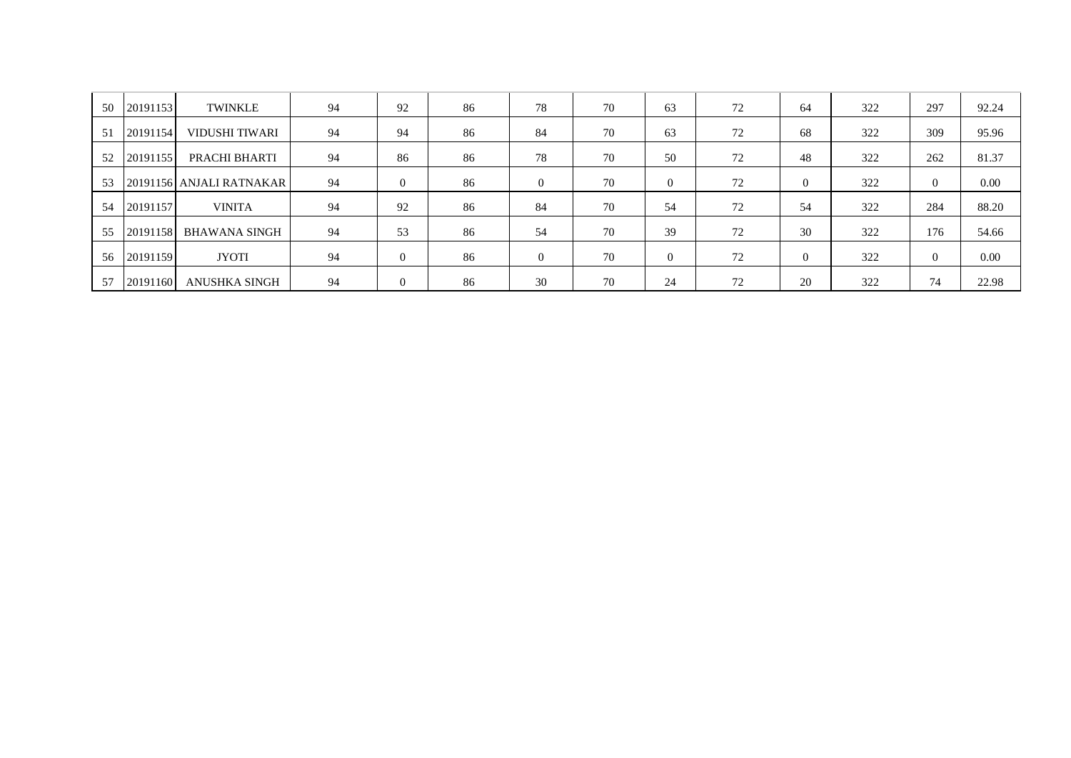| | | | | | | | | | | | | | |
|---|---|---|---|---|---|---|---|---|---|---|---|---|---|
| 50 | 20191153 | TWINKLE | 94 | 92 | 86 | 78 | 70 | 63 | 72 | 64 | 322 | 297 | 92.24 |
| 51 | 20191154 | VIDUSHI TIWARI | 94 | 94 | 86 | 84 | 70 | 63 | 72 | 68 | 322 | 309 | 95.96 |
| 52 | 20191155 | PRACHI BHARTI | 94 | 86 | 86 | 78 | 70 | 50 | 72 | 48 | 322 | 262 | 81.37 |
| 53 | 20191156 | ANJALI RATNAKAR | 94 | 0 | 86 | 0 | 70 | 0 | 72 | 0 | 322 | 0 | 0.00 |
| 54 | 20191157 | VINITA | 94 | 92 | 86 | 84 | 70 | 54 | 72 | 54 | 322 | 284 | 88.20 |
| 55 | 20191158 | BHAWANA SINGH | 94 | 53 | 86 | 54 | 70 | 39 | 72 | 30 | 322 | 176 | 54.66 |
| 56 | 20191159 | JYOTI | 94 | 0 | 86 | 0 | 70 | 0 | 72 | 0 | 322 | 0 | 0.00 |
| 57 | 20191160 | ANUSHKA SINGH | 94 | 0 | 86 | 30 | 70 | 24 | 72 | 20 | 322 | 74 | 22.98 |